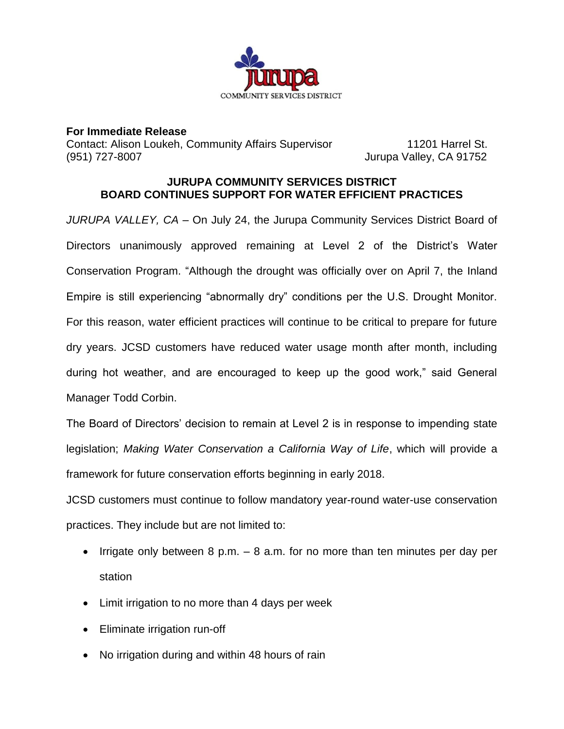Jurupa
COMMUNITY SERVICES DISTRICT

**For Immediate Release**
Contact: Alison Loukeh, Community Affairs Supervisor
(951) 727-8007

11201 Harrel St.
Jurupa Valley, CA 91752

## JURUPA COMMUNITY SERVICES DISTRICT BOARD CONTINUES SUPPORT FOR WATER EFFICIENT PRACTICES

*JURUPA VALLEY, CA* – On July 24, the Jurupa Community Services District Board of Directors unanimously approved remaining at Level 2 of the District's Water Conservation Program. "Although the drought was officially over on April 7, the Inland Empire is still experiencing "abnormally dry" conditions per the U.S. Drought Monitor. For this reason, water efficient practices will continue to be critical to prepare for future dry years. JCSD customers have reduced water usage month after month, including during hot weather, and are encouraged to keep up the good work," said General Manager Todd Corbin.

The Board of Directors' decision to remain at Level 2 is in response to impending state legislation; *Making Water Conservation a California Way of Life*, which will provide a framework for future conservation efforts beginning in early 2018.

JCSD customers must continue to follow mandatory year-round water-use conservation practices. They include but are not limited to:

- Irrigate only between 8 p.m. – 8 a.m. for no more than ten minutes per day per station
- Limit irrigation to no more than 4 days per week
- Eliminate irrigation run-off
- No irrigation during and within 48 hours of rain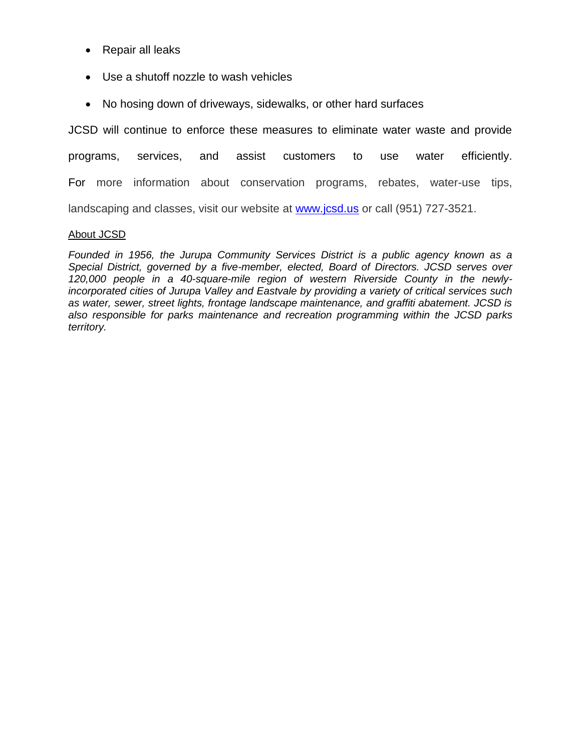- Repair all leaks
- Use a shutoff nozzle to wash vehicles
- No hosing down of driveways, sidewalks, or other hard surfaces

JCSD will continue to enforce these measures to eliminate water waste and provide programs, services, and assist customers to use water efficiently. For more information about conservation programs, rebates, water-use tips, landscaping and classes, visit our website at [www.jcsd.us](http://www.jcsd.us) or call (951) 727-3521.

About JCSD

*Founded in 1956, the Jurupa Community Services District is a public agency known as a Special District, governed by a five-member, elected, Board of Directors. JCSD serves over 120,000 people in a 40-square-mile region of western Riverside County in the newly-incorporated cities of Jurupa Valley and Eastvale by providing a variety of critical services such as water, sewer, street lights, frontage landscape maintenance, and graffiti abatement. JCSD is also responsible for parks maintenance and recreation programming within the JCSD parks territory.*